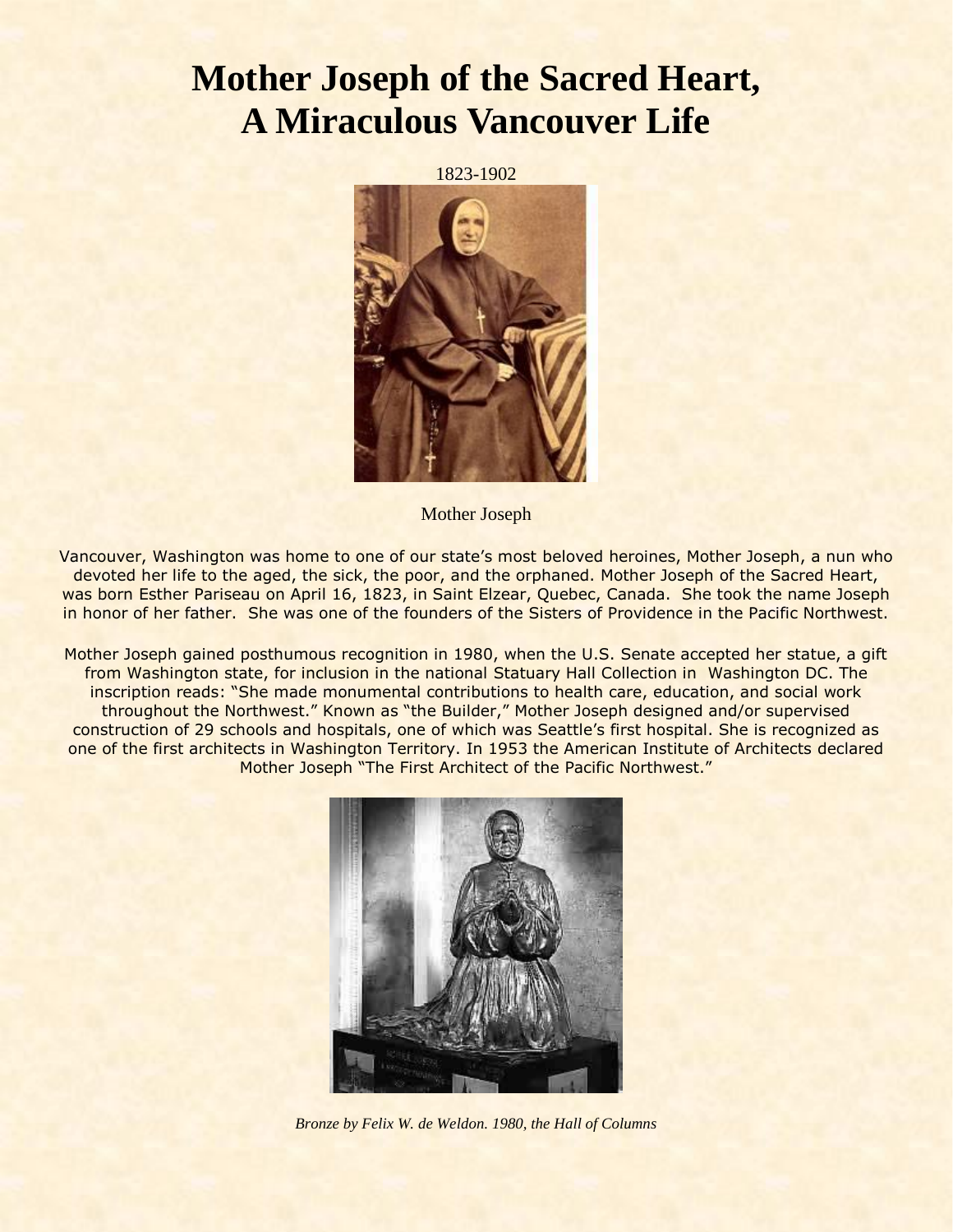# Mother Joseph of the Sacred Heart, A Miraculous Vancouver Life

1823-1902

Mother Joseph

Vancouver, Washington was home to one of our state's most beloved heroines, Mother Joseph, a nun who devoted her life to the aged, the sick, the poor, and the orphaned. Mother Joseph of the Sacred Heart, was born Esther Pariseau on April 16, 1823, in Saint Elzear, Quebec, Canada. She took the name Joseph in honor of her father. She was one of the founders of the Sisters of Providence in the Pacific Northwest.

Mother Joseph gained posthumous recognition in 1980, when the U.S. Senate accepted her statue, a gift from Washington state, for inclusion in the national Statuary Hall Collection in Washington DC. The inscription reads: "She made monumental contributions to health care, education, and social work throughout the Northwest." Known as "the Builder," Mother Joseph designed and/or supervised construction of 29 schools and hospitals, one of which was Seattle's first hospital. She is recognized as one of the first architects in Washington Territory. In 1953 the American Institute of Architects declared Mother Joseph "The First Architect of the Pacific Northwest."

*Bronze by Felix W. de Weldon. 1980, the Hall of Columns*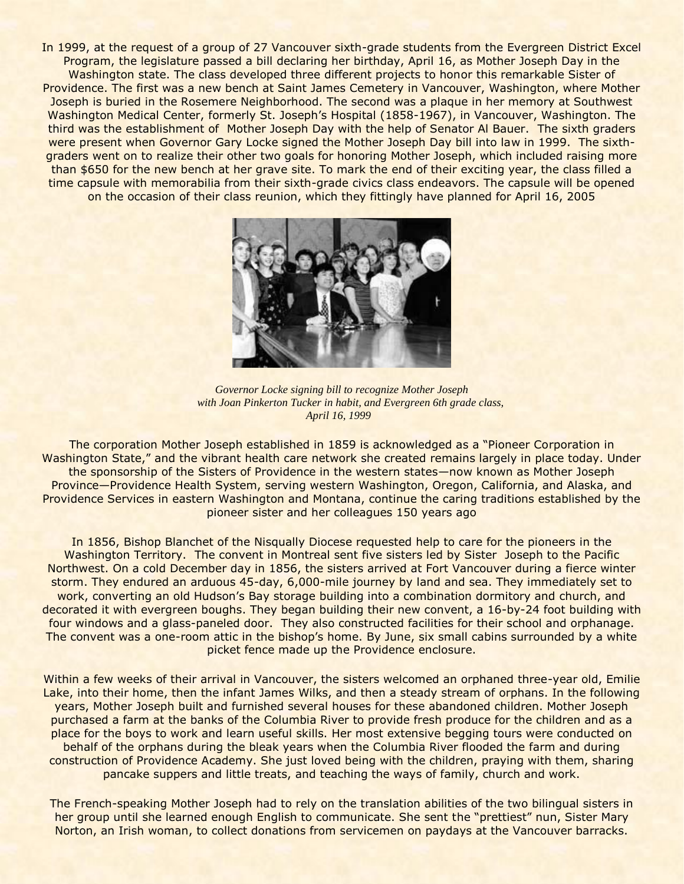In 1999, at the request of a group of 27 Vancouver sixth-grade students from the Evergreen District Excel Program, the legislature passed a bill declaring her birthday, April 16, as Mother Joseph Day in the Washington state. The class developed three different projects to honor this remarkable Sister of Providence. The first was a new bench at Saint James Cemetery in Vancouver, Washington, where Mother Joseph is buried in the Rosemere Neighborhood. The second was a plaque in her memory at Southwest Washington Medical Center, formerly St. Joseph's Hospital (1858-1967), in Vancouver, Washington. The third was the establishment of Mother Joseph Day with the help of Senator Al Bauer. The sixth graders were present when Governor Gary Locke signed the Mother Joseph Day bill into law in 1999. The sixth-graders went on to realize their other two goals for honoring Mother Joseph, which included raising more than $650 for the new bench at her grave site. To mark the end of their exciting year, the class filled a time capsule with memorabilia from their sixth-grade civics class endeavors. The capsule will be opened on the occasion of their class reunion, which they fittingly have planned for April 16, 2005

*Governor Locke signing bill to recognize Mother Joseph with Joan Pinkerton Tucker in habit, and Evergreen 6th grade class, April 16, 1999*

The corporation Mother Joseph established in 1859 is acknowledged as a "Pioneer Corporation in Washington State," and the vibrant health care network she created remains largely in place today. Under the sponsorship of the Sisters of Providence in the western states—now known as Mother Joseph Province—Providence Health System, serving western Washington, Oregon, California, and Alaska, and Providence Services in eastern Washington and Montana, continue the caring traditions established by the pioneer sister and her colleagues 150 years ago

In 1856, Bishop Blanchet of the Nisqually Diocese requested help to care for the pioneers in the Washington Territory. The convent in Montreal sent five sisters led by Sister Joseph to the Pacific Northwest. On a cold December day in 1856, the sisters arrived at Fort Vancouver during a fierce winter storm. They endured an arduous 45-day, 6,000-mile journey by land and sea. They immediately set to work, converting an old Hudson's Bay storage building into a combination dormitory and church, and decorated it with evergreen boughs. They began building their new convent, a 16-by-24 foot building with four windows and a glass-paneled door. They also constructed facilities for their school and orphanage. The convent was a one-room attic in the bishop's home. By June, six small cabins surrounded by a white picket fence made up the Providence enclosure.

Within a few weeks of their arrival in Vancouver, the sisters welcomed an orphaned three-year old, Emilie Lake, into their home, then the infant James Wilks, and then a steady stream of orphans. In the following years, Mother Joseph built and furnished several houses for these abandoned children. Mother Joseph purchased a farm at the banks of the Columbia River to provide fresh produce for the children and as a place for the boys to work and learn useful skills. Her most extensive begging tours were conducted on behalf of the orphans during the bleak years when the Columbia River flooded the farm and during construction of Providence Academy. She just loved being with the children, praying with them, sharing pancake suppers and little treats, and teaching the ways of family, church and work.

The French-speaking Mother Joseph had to rely on the translation abilities of the two bilingual sisters in her group until she learned enough English to communicate. She sent the "prettiest" nun, Sister Mary Norton, an Irish woman, to collect donations from servicemen on paydays at the Vancouver barracks.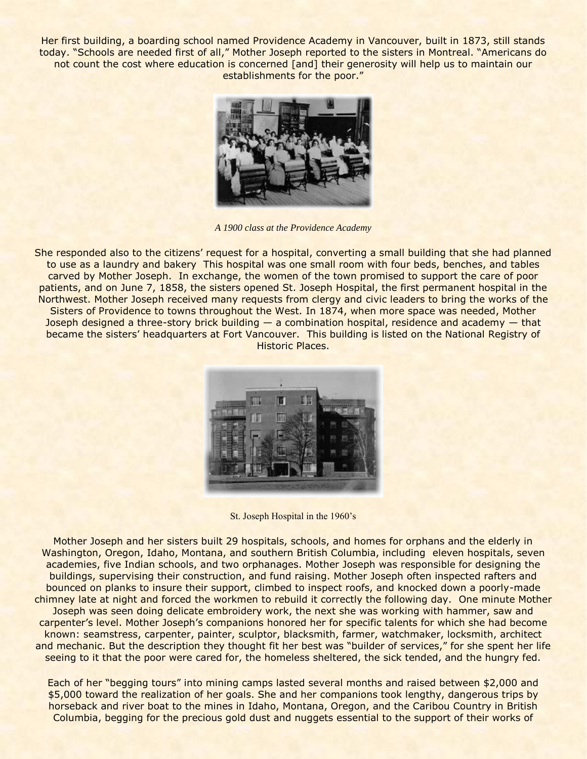Her first building, a boarding school named Providence Academy in Vancouver, built in 1873, still stands today. "Schools are needed first of all," Mother Joseph reported to the sisters in Montreal. "Americans do not count the cost where education is concerned [and] their generosity will help us to maintain our establishments for the poor."

*A 1900 class at the Providence Academy*

She responded also to the citizens' request for a hospital, converting a small building that she had planned to use as a laundry and bakery This hospital was one small room with four beds, benches, and tables carved by Mother Joseph. In exchange, the women of the town promised to support the care of poor patients, and on June 7, 1858, the sisters opened St. Joseph Hospital, the first permanent hospital in the Northwest. Mother Joseph received many requests from clergy and civic leaders to bring the works of the Sisters of Providence to towns throughout the West. In 1874, when more space was needed, Mother Joseph designed a three-story brick building — a combination hospital, residence and academy — that became the sisters' headquarters at Fort Vancouver. This building is listed on the National Registry of Historic Places.

St. Joseph Hospital in the 1960's

Mother Joseph and her sisters built 29 hospitals, schools, and homes for orphans and the elderly in Washington, Oregon, Idaho, Montana, and southern British Columbia, including eleven hospitals, seven academies, five Indian schools, and two orphanages. Mother Joseph was responsible for designing the buildings, supervising their construction, and fund raising. Mother Joseph often inspected rafters and bounced on planks to insure their support, climbed to inspect roofs, and knocked down a poorly-made chimney late at night and forced the workmen to rebuild it correctly the following day. One minute Mother Joseph was seen doing delicate embroidery work, the next she was working with hammer, saw and carpenter's level. Mother Joseph's companions honored her for specific talents for which she had become known: seamstress, carpenter, painter, sculptor, blacksmith, farmer, watchmaker, locksmith, architect and mechanic. But the description they thought fit her best was "builder of services," for she spent her life seeing to it that the poor were cared for, the homeless sheltered, the sick tended, and the hungry fed.

Each of her "begging tours" into mining camps lasted several months and raised between $2,000 and $5,000 toward the realization of her goals. She and her companions took lengthy, dangerous trips by horseback and river boat to the mines in Idaho, Montana, Oregon, and the Caribou Country in British Columbia, begging for the precious gold dust and nuggets essential to the support of their works of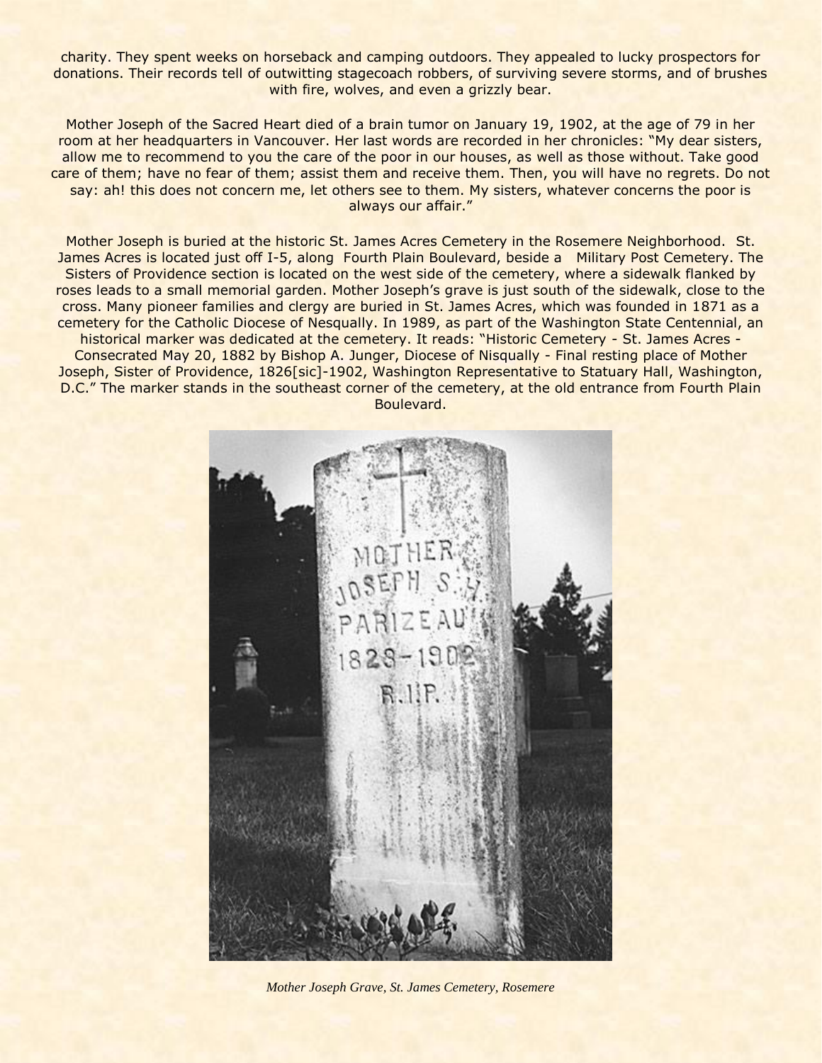charity. They spent weeks on horseback and camping outdoors. They appealed to lucky prospectors for donations. Their records tell of outwitting stagecoach robbers, of surviving severe storms, and of brushes with fire, wolves, and even a grizzly bear.

Mother Joseph of the Sacred Heart died of a brain tumor on January 19, 1902, at the age of 79 in her room at her headquarters in Vancouver. Her last words are recorded in her chronicles: "My dear sisters, allow me to recommend to you the care of the poor in our houses, as well as those without. Take good care of them; have no fear of them; assist them and receive them. Then, you will have no regrets. Do not say: ah! this does not concern me, let others see to them. My sisters, whatever concerns the poor is always our affair."

Mother Joseph is buried at the historic St. James Acres Cemetery in the Rosemere Neighborhood. St. James Acres is located just off I-5, along Fourth Plain Boulevard, beside a Military Post Cemetery. The Sisters of Providence section is located on the west side of the cemetery, where a sidewalk flanked by roses leads to a small memorial garden. Mother Joseph's grave is just south of the sidewalk, close to the cross. Many pioneer families and clergy are buried in St. James Acres, which was founded in 1871 as a cemetery for the Catholic Diocese of Nesqually. In 1989, as part of the Washington State Centennial, an historical marker was dedicated at the cemetery. It reads: "Historic Cemetery - St. James Acres - Consecrated May 20, 1882 by Bishop A. Junger, Diocese of Nisqually - Final resting place of Mother Joseph, Sister of Providence, 1826[sic]-1902, Washington Representative to Statuary Hall, Washington, D.C." The marker stands in the southeast corner of the cemetery, at the old entrance from Fourth Plain Boulevard.

*Mother Joseph Grave, St. James Cemetery, Rosemere*